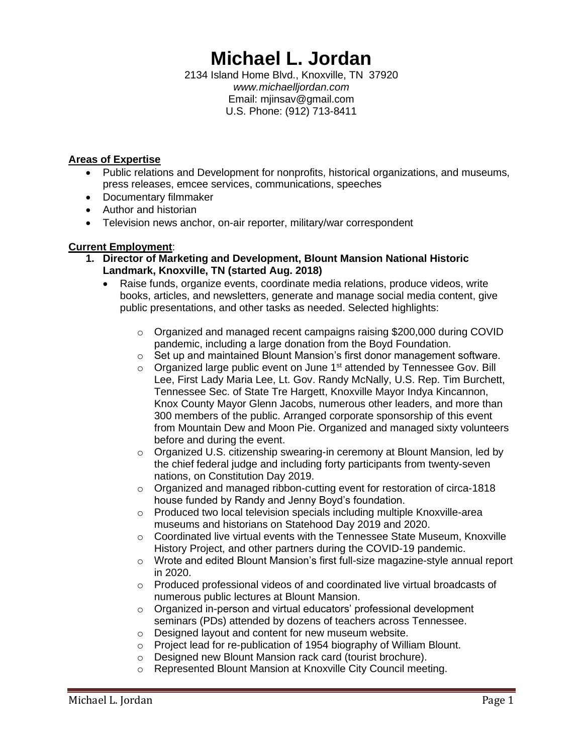# Michael L. Jordan

2134 Island Home Blvd., Knoxville, TN 37920
*www.michaelljordan.com*
Email: mjinsav@gmail.com
U.S. Phone: (912) 713-8411

**Areas of Expertise**

- Public relations and Development for nonprofits, historical organizations, and museums, press releases, emcee services, communications, speeches
- Documentary filmmaker
- Author and historian
- Television news anchor, on-air reporter, military/war correspondent

**Current Employment**:

1. **Director of Marketing and Development, Blount Mansion National Historic Landmark, Knoxville, TN (started Aug. 2018)**
    - Raise funds, organize events, coordinate media relations, produce videos, write books, articles, and newsletters, generate and manage social media content, give public presentations, and other tasks as needed. Selected highlights:
        - Organized and managed recent campaigns raising $200,000 during COVID pandemic, including a large donation from the Boyd Foundation.
        - Set up and maintained Blount Mansion's first donor management software.
        - Organized large public event on June 1st attended by Tennessee Gov. Bill Lee, First Lady Maria Lee, Lt. Gov. Randy McNally, U.S. Rep. Tim Burchett, Tennessee Sec. of State Tre Hargett, Knoxville Mayor Indya Kincannon, Knox County Mayor Glenn Jacobs, numerous other leaders, and more than 300 members of the public. Arranged corporate sponsorship of this event from Mountain Dew and Moon Pie. Organized and managed sixty volunteers before and during the event.
        - Organized U.S. citizenship swearing-in ceremony at Blount Mansion, led by the chief federal judge and including forty participants from twenty-seven nations, on Constitution Day 2019.
        - Organized and managed ribbon-cutting event for restoration of circa-1818 house funded by Randy and Jenny Boyd's foundation.
        - Produced two local television specials including multiple Knoxville-area museums and historians on Statehood Day 2019 and 2020.
        - Coordinated live virtual events with the Tennessee State Museum, Knoxville History Project, and other partners during the COVID-19 pandemic.
        - Wrote and edited Blount Mansion's first full-size magazine-style annual report in 2020.
        - Produced professional videos of and coordinated live virtual broadcasts of numerous public lectures at Blount Mansion.
        - Organized in-person and virtual educators' professional development seminars (PDs) attended by dozens of teachers across Tennessee.
        - Designed layout and content for new museum website.
        - Project lead for re-publication of 1954 biography of William Blount.
        - Designed new Blount Mansion rack card (tourist brochure).
        - Represented Blount Mansion at Knoxville City Council meeting.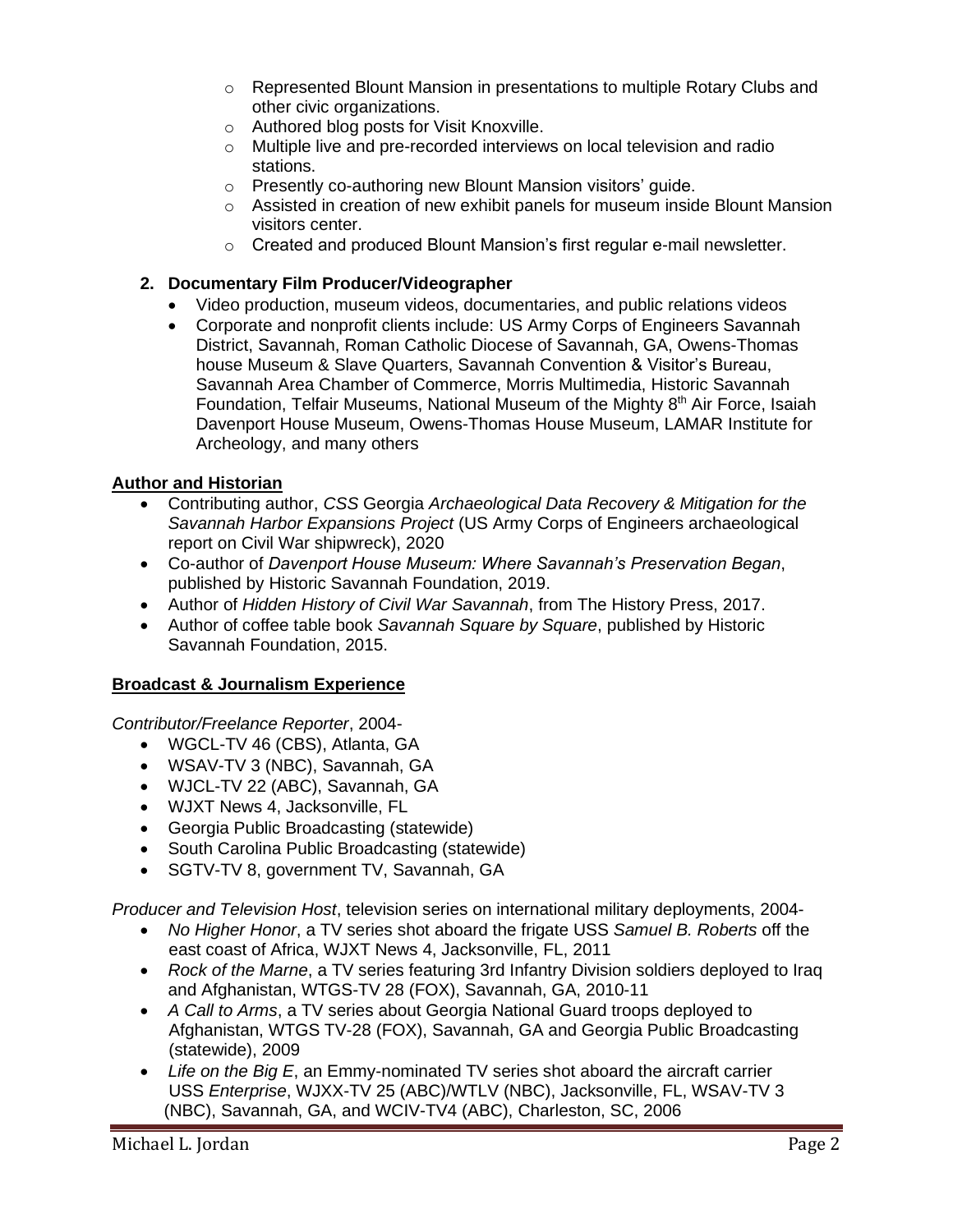- Represented Blount Mansion in presentations to multiple Rotary Clubs and other civic organizations.
- Authored blog posts for Visit Knoxville.
- Multiple live and pre-recorded interviews on local television and radio stations.
- Presently co-authoring new Blount Mansion visitors' guide.
- Assisted in creation of new exhibit panels for museum inside Blount Mansion visitors center.
- Created and produced Blount Mansion's first regular e-mail newsletter.

2. **Documentary Film Producer/Videographer**
   - Video production, museum videos, documentaries, and public relations videos
   - Corporate and nonprofit clients include: US Army Corps of Engineers Savannah District, Savannah, Roman Catholic Diocese of Savannah, GA, Owens-Thomas house Museum & Slave Quarters, Savannah Convention & Visitor's Bureau, Savannah Area Chamber of Commerce, Morris Multimedia, Historic Savannah Foundation, Telfair Museums, National Museum of the Mighty 8th Air Force, Isaiah Davenport House Museum, Owens-Thomas House Museum, LAMAR Institute for Archeology, and many others

**Author and Historian**

- Contributing author, *CSS* Georgia *Archaeological Data Recovery & Mitigation for the Savannah Harbor Expansions Project* (US Army Corps of Engineers archaeological report on Civil War shipwreck), 2020
- Co-author of *Davenport House Museum: Where Savannah's Preservation Began*, published by Historic Savannah Foundation, 2019.
- Author of *Hidden History of Civil War Savannah*, from The History Press, 2017.
- Author of coffee table book *Savannah Square by Square*, published by Historic Savannah Foundation, 2015.

**Broadcast & Journalism Experience**

*Contributor/Freelance Reporter*, 2004-

- WGCL-TV 46 (CBS), Atlanta, GA
- WSAV-TV 3 (NBC), Savannah, GA
- WJCL-TV 22 (ABC), Savannah, GA
- WJXT News 4, Jacksonville, FL
- Georgia Public Broadcasting (statewide)
- South Carolina Public Broadcasting (statewide)
- SGTV-TV 8, government TV, Savannah, GA

*Producer and Television Host*, television series on international military deployments, 2004-

- *No Higher Honor*, a TV series shot aboard the frigate USS *Samuel B. Roberts* off the east coast of Africa, WJXT News 4, Jacksonville, FL, 2011
- *Rock of the Marne*, a TV series featuring 3rd Infantry Division soldiers deployed to Iraq and Afghanistan, WTGS-TV 28 (FOX), Savannah, GA, 2010-11
- *A Call to Arms*, a TV series about Georgia National Guard troops deployed to Afghanistan, WTGS TV-28 (FOX), Savannah, GA and Georgia Public Broadcasting (statewide), 2009
- *Life on the Big E*, an Emmy-nominated TV series shot aboard the aircraft carrier USS *Enterprise*, WJXX-TV 25 (ABC)/WTLV (NBC), Jacksonville, FL, WSAV-TV 3 (NBC), Savannah, GA, and WCIV-TV4 (ABC), Charleston, SC, 2006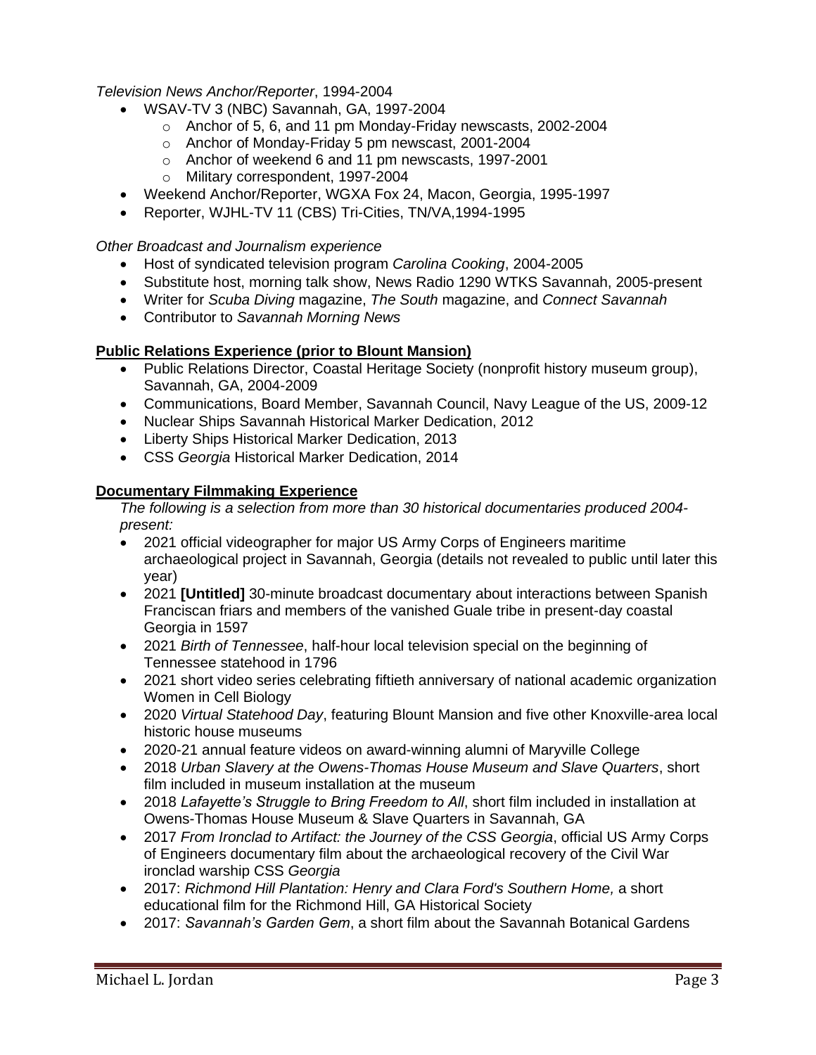*Television News Anchor/Reporter*, 1994-2004

- WSAV-TV 3 (NBC) Savannah, GA, 1997-2004
    - Anchor of 5, 6, and 11 pm Monday-Friday newscasts, 2002-2004
    - Anchor of Monday-Friday 5 pm newscast, 2001-2004
    - Anchor of weekend 6 and 11 pm newscasts, 1997-2001
    - Military correspondent, 1997-2004
- Weekend Anchor/Reporter, WGXA Fox 24, Macon, Georgia, 1995-1997
- Reporter, WJHL-TV 11 (CBS) Tri-Cities, TN/VA,1994-1995

*Other Broadcast and Journalism experience*

- Host of syndicated television program *Carolina Cooking*, 2004-2005
- Substitute host, morning talk show, News Radio 1290 WTKS Savannah, 2005-present
- Writer for *Scuba Diving* magazine, *The South* magazine, and *Connect Savannah*
- Contributor to *Savannah Morning News*

**Public Relations Experience (prior to Blount Mansion)**

- Public Relations Director, Coastal Heritage Society (nonprofit history museum group), Savannah, GA, 2004-2009
- Communications, Board Member, Savannah Council, Navy League of the US, 2009-12
- Nuclear Ships Savannah Historical Marker Dedication, 2012
- Liberty Ships Historical Marker Dedication, 2013
- CSS *Georgia* Historical Marker Dedication, 2014

**Documentary Filmmaking Experience**

*The following is a selection from more than 30 historical documentaries produced 2004-present:*

- 2021 official videographer for major US Army Corps of Engineers maritime archaeological project in Savannah, Georgia (details not revealed to public until later this year)
- 2021 **[Untitled]** 30-minute broadcast documentary about interactions between Spanish Franciscan friars and members of the vanished Guale tribe in present-day coastal Georgia in 1597
- 2021 *Birth of Tennessee*, half-hour local television special on the beginning of Tennessee statehood in 1796
- 2021 short video series celebrating fiftieth anniversary of national academic organization Women in Cell Biology
- 2020 *Virtual Statehood Day*, featuring Blount Mansion and five other Knoxville-area local historic house museums
- 2020-21 annual feature videos on award-winning alumni of Maryville College
- 2018 *Urban Slavery at the Owens-Thomas House Museum and Slave Quarters*, short film included in museum installation at the museum
- 2018 *Lafayette's Struggle to Bring Freedom to All*, short film included in installation at Owens-Thomas House Museum & Slave Quarters in Savannah, GA
- 2017 *From Ironclad to Artifact: the Journey of the CSS Georgia*, official US Army Corps of Engineers documentary film about the archaeological recovery of the Civil War ironclad warship CSS *Georgia*
- 2017: *Richmond Hill Plantation: Henry and Clara Ford's Southern Home,* a short educational film for the Richmond Hill, GA Historical Society
- 2017: *Savannah's Garden Gem*, a short film about the Savannah Botanical Gardens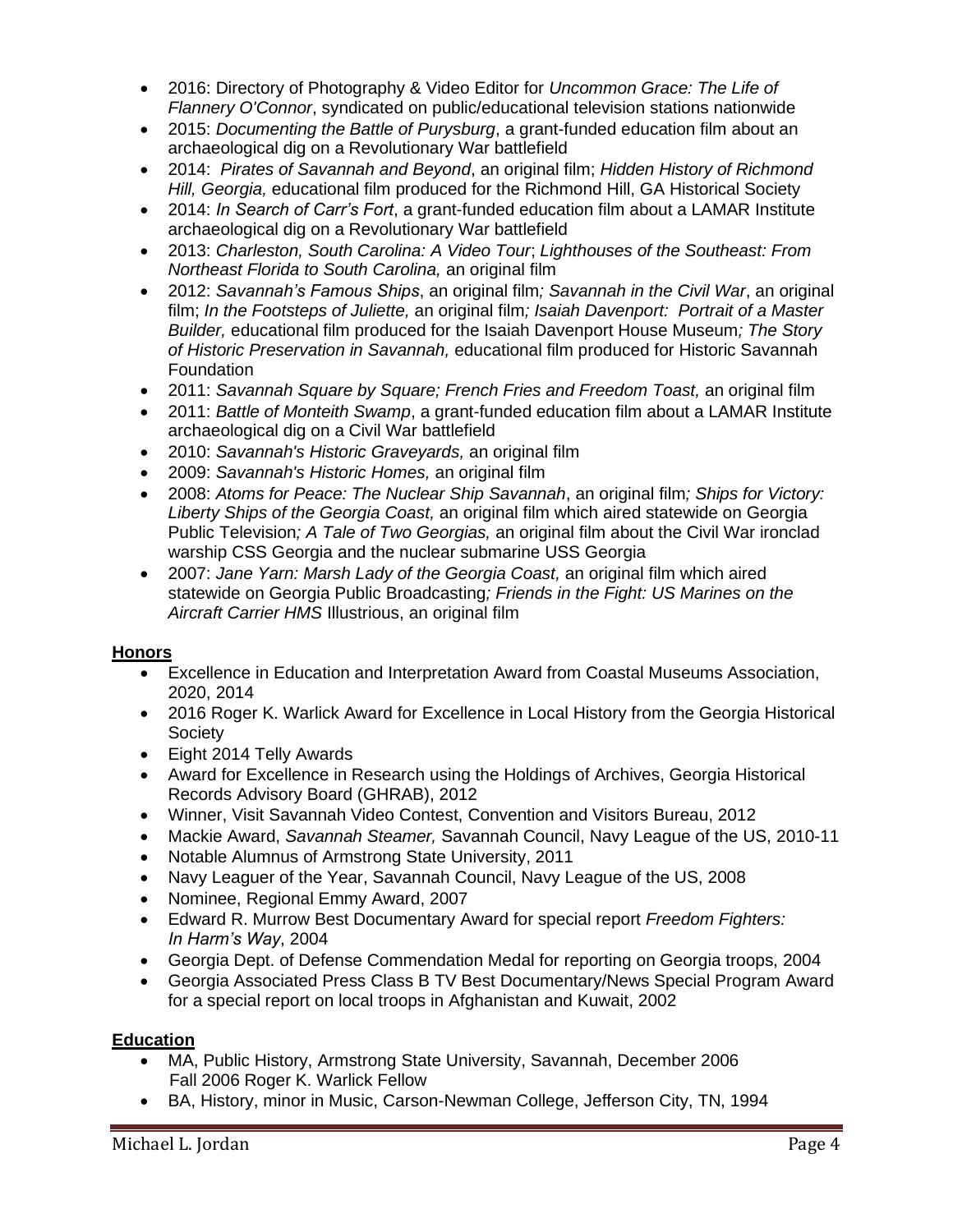- 2016: Directory of Photography & Video Editor for *Uncommon Grace: The Life of Flannery O'Connor*, syndicated on public/educational television stations nationwide
- 2015: *Documenting the Battle of Purysburg*, a grant-funded education film about an archaeological dig on a Revolutionary War battlefield
- 2014: *Pirates of Savannah and Beyond*, an original film; *Hidden History of Richmond Hill, Georgia,* educational film produced for the Richmond Hill, GA Historical Society
- 2014: *In Search of Carr's Fort*, a grant-funded education film about a LAMAR Institute archaeological dig on a Revolutionary War battlefield
- 2013: *Charleston, South Carolina: A Video Tour*; *Lighthouses of the Southeast: From Northeast Florida to South Carolina,* an original film
- 2012: *Savannah's Famous Ships*, an original film*; Savannah in the Civil War*, an original film; *In the Footsteps of Juliette,* an original film*; Isaiah Davenport: Portrait of a Master Builder,* educational film produced for the Isaiah Davenport House Museum*; The Story of Historic Preservation in Savannah,* educational film produced for Historic Savannah Foundation
- 2011: *Savannah Square by Square; French Fries and Freedom Toast,* an original film
- 2011: *Battle of Monteith Swamp*, a grant-funded education film about a LAMAR Institute archaeological dig on a Civil War battlefield
- 2010: *Savannah's Historic Graveyards,* an original film
- 2009: *Savannah's Historic Homes,* an original film
- 2008: *Atoms for Peace: The Nuclear Ship Savannah*, an original film*; Ships for Victory: Liberty Ships of the Georgia Coast,* an original film which aired statewide on Georgia Public Television*; A Tale of Two Georgias,* an original film about the Civil War ironclad warship CSS Georgia and the nuclear submarine USS Georgia
- 2007: *Jane Yarn: Marsh Lady of the Georgia Coast,* an original film which aired statewide on Georgia Public Broadcasting*; Friends in the Fight: US Marines on the Aircraft Carrier HMS* Illustrious, an original film

## Honors

- Excellence in Education and Interpretation Award from Coastal Museums Association, 2020, 2014
- 2016 Roger K. Warlick Award for Excellence in Local History from the Georgia Historical Society
- Eight 2014 Telly Awards
- Award for Excellence in Research using the Holdings of Archives, Georgia Historical Records Advisory Board (GHRAB), 2012
- Winner, Visit Savannah Video Contest, Convention and Visitors Bureau, 2012
- Mackie Award, *Savannah Steamer,* Savannah Council, Navy League of the US, 2010-11
- Notable Alumnus of Armstrong State University, 2011
- Navy Leaguer of the Year, Savannah Council, Navy League of the US, 2008
- Nominee, Regional Emmy Award, 2007
- Edward R. Murrow Best Documentary Award for special report *Freedom Fighters: In Harm's Way*, 2004
- Georgia Dept. of Defense Commendation Medal for reporting on Georgia troops, 2004
- Georgia Associated Press Class B TV Best Documentary/News Special Program Award for a special report on local troops in Afghanistan and Kuwait, 2002

## Education

- MA, Public History, Armstrong State University, Savannah, December 2006
  Fall 2006 Roger K. Warlick Fellow
- BA, History, minor in Music, Carson-Newman College, Jefferson City, TN, 1994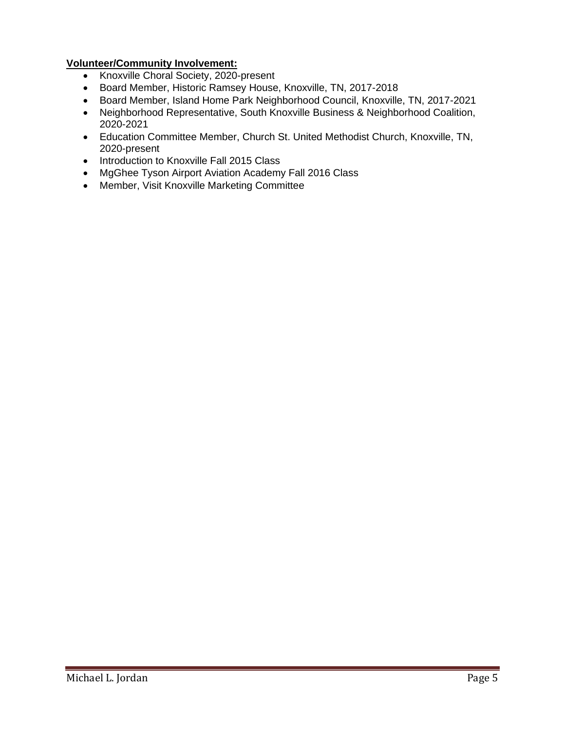**Volunteer/Community Involvement:**

- Knoxville Choral Society, 2020-present
- Board Member, Historic Ramsey House, Knoxville, TN, 2017-2018
- Board Member, Island Home Park Neighborhood Council, Knoxville, TN, 2017-2021
- Neighborhood Representative, South Knoxville Business & Neighborhood Coalition, 2020-2021
- Education Committee Member, Church St. United Methodist Church, Knoxville, TN, 2020-present
- Introduction to Knoxville Fall 2015 Class
- MgGhee Tyson Airport Aviation Academy Fall 2016 Class
- Member, Visit Knoxville Marketing Committee